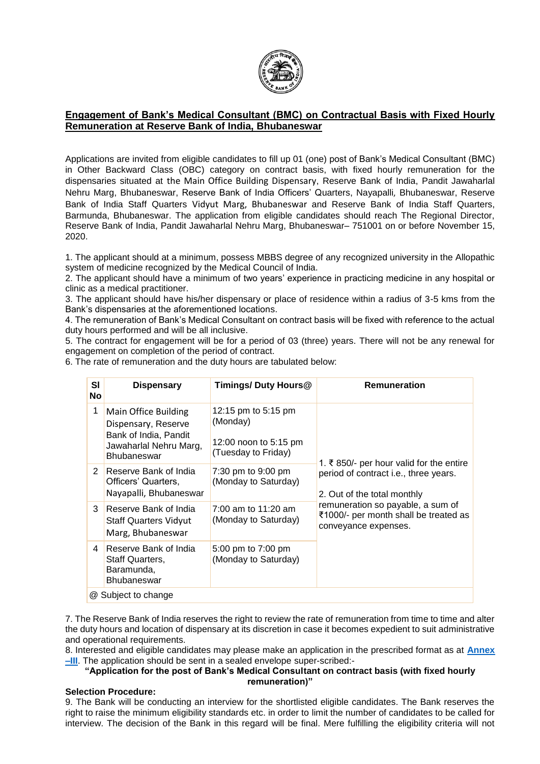## Engagement of Bank's Medical Consultant (BMC) on Contractual Basis with Fixed Hourly Remuneration at Reserve Bank of India, Bhubaneswar

Applications are invited from eligible candidates to fill up 01 (one) post of Bank's Medical Consultant (BMC) in Other Backward Class (OBC) category on contract basis, with fixed hourly remuneration for the dispensaries situated at the Main Office Building Dispensary, Reserve Bank of India, Pandit Jawaharlal Nehru Marg, Bhubaneswar, Reserve Bank of India Officers' Quarters, Nayapalli, Bhubaneswar, Reserve Bank of India Staff Quarters Vidyut Marg, Bhubaneswar and Reserve Bank of India Staff Quarters, Barmunda, Bhubaneswar. The application from eligible candidates should reach The Regional Director, Reserve Bank of India, Pandit Jawaharlal Nehru Marg, Bhubaneswar– 751001 on or before November 15, 2020.

1. The applicant should at a minimum, possess MBBS degree of any recognized university in the Allopathic system of medicine recognized by the Medical Council of India.
2. The applicant should have a minimum of two years' experience in practicing medicine in any hospital or clinic as a medical practitioner.
3. The applicant should have his/her dispensary or place of residence within a radius of 3-5 kms from the Bank's dispensaries at the aforementioned locations.
4. The remuneration of Bank's Medical Consultant on contract basis will be fixed with reference to the actual duty hours performed and will be all inclusive.
5. The contract for engagement will be for a period of 03 (three) years. There will not be any renewal for engagement on completion of the period of contract.
6. The rate of remuneration and the duty hours are tabulated below:

| Sl No | Dispensary | Timings/ Duty Hours@ | Remuneration |
|---|---|---|---|
| 1 | Main Office Building Dispensary, Reserve Bank of India, Pandit Jawaharlal Nehru Marg, Bhubaneswar | 12:15 pm to 5:15 pm (Monday)<br>12:00 noon to 5:15 pm (Tuesday to Friday) | 1. ₹ 850/- per hour valid for the entire period of contract i.e., three years.<br>2. Out of the total monthly remuneration so payable, a sum of ₹1000/- per month shall be treated as conveyance expenses. |
| 2 | Reserve Bank of India Officers' Quarters, Nayapalli, Bhubaneswar | 7:30 pm to 9:00 pm (Monday to Saturday) | |
| 3 | Reserve Bank of India Staff Quarters Vidyut Marg, Bhubaneswar | 7:00 am to 11:20 am (Monday to Saturday) | |
| 4 | Reserve Bank of India Staff Quarters, Baramunda, Bhubaneswar | 5:00 pm to 7:00 pm (Monday to Saturday) | |
| @ Subject to change | | | |

7. The Reserve Bank of India reserves the right to review the rate of remuneration from time to time and alter the duty hours and location of dispensary at its discretion in case it becomes expedient to suit administrative and operational requirements.
8. Interested and eligible candidates may please make an application in the prescribed format as at **Annex –III**. The application should be sent in a sealed envelope super-scribed:-

**"Application for the post of Bank's Medical Consultant on contract basis (with fixed hourly remuneration)"**

**Selection Procedure:**

9. The Bank will be conducting an interview for the shortlisted eligible candidates. The Bank reserves the right to raise the minimum eligibility standards etc. in order to limit the number of candidates to be called for interview. The decision of the Bank in this regard will be final. Mere fulfilling the eligibility criteria will not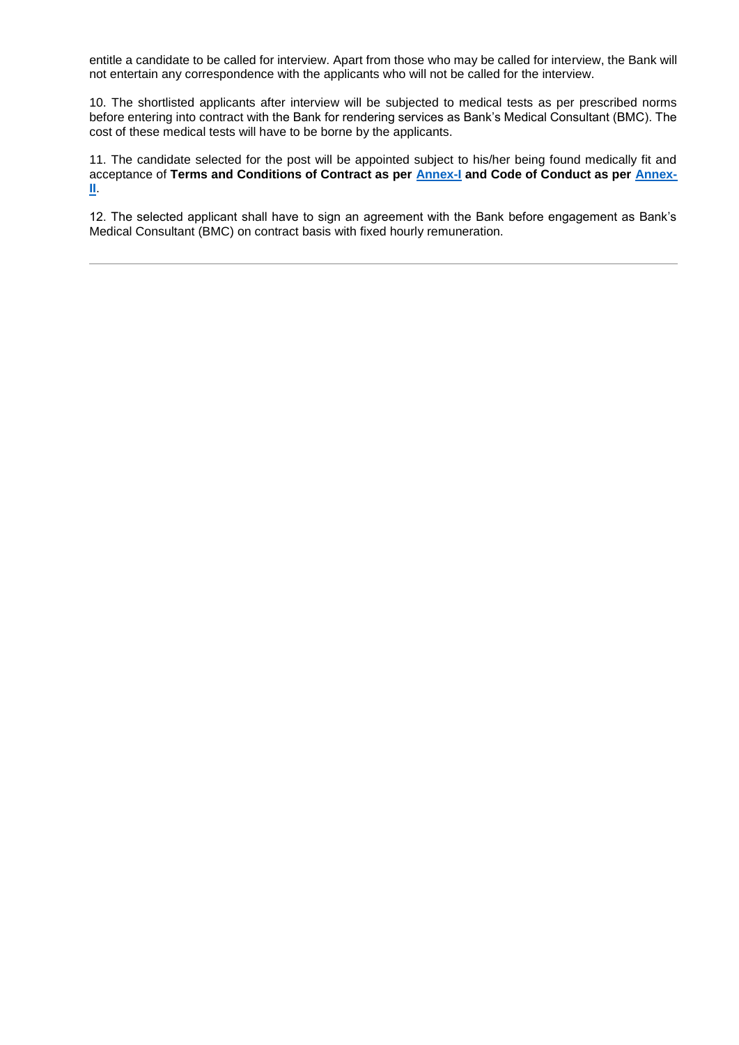entitle a candidate to be called for interview. Apart from those who may be called for interview, the Bank will not entertain any correspondence with the applicants who will not be called for the interview.

10. The shortlisted applicants after interview will be subjected to medical tests as per prescribed norms before entering into contract with the Bank for rendering services as Bank's Medical Consultant (BMC). The cost of these medical tests will have to be borne by the applicants.

11. The candidate selected for the post will be appointed subject to his/her being found medically fit and acceptance of **Terms and Conditions of Contract as per Annex-I and Code of Conduct as per Annex-II**.

12. The selected applicant shall have to sign an agreement with the Bank before engagement as Bank's Medical Consultant (BMC) on contract basis with fixed hourly remuneration.

---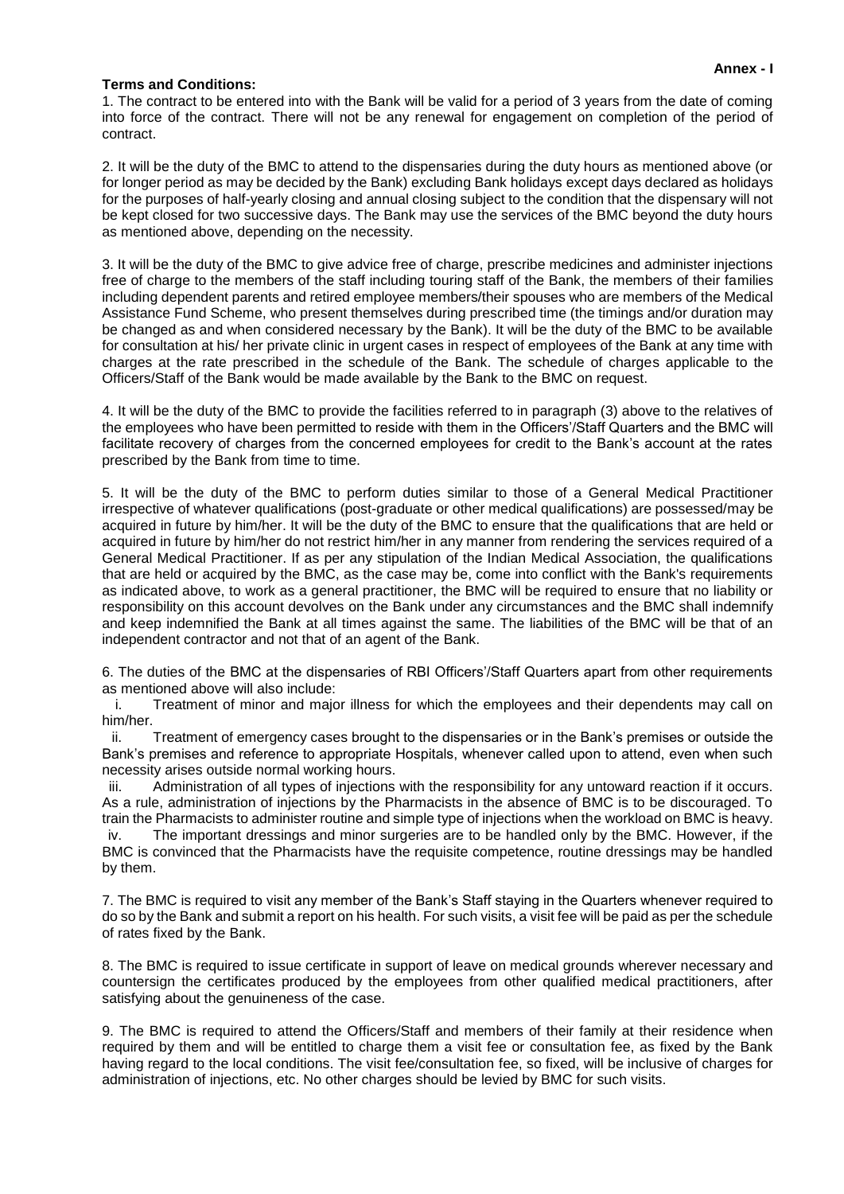**Annex - I**

**Terms and Conditions:**

1. The contract to be entered into with the Bank will be valid for a period of 3 years from the date of coming into force of the contract. There will not be any renewal for engagement on completion of the period of contract.

2. It will be the duty of the BMC to attend to the dispensaries during the duty hours as mentioned above (or for longer period as may be decided by the Bank) excluding Bank holidays except days declared as holidays for the purposes of half-yearly closing and annual closing subject to the condition that the dispensary will not be kept closed for two successive days. The Bank may use the services of the BMC beyond the duty hours as mentioned above, depending on the necessity.

3. It will be the duty of the BMC to give advice free of charge, prescribe medicines and administer injections free of charge to the members of the staff including touring staff of the Bank, the members of their families including dependent parents and retired employee members/their spouses who are members of the Medical Assistance Fund Scheme, who present themselves during prescribed time (the timings and/or duration may be changed as and when considered necessary by the Bank). It will be the duty of the BMC to be available for consultation at his/ her private clinic in urgent cases in respect of employees of the Bank at any time with charges at the rate prescribed in the schedule of the Bank. The schedule of charges applicable to the Officers/Staff of the Bank would be made available by the Bank to the BMC on request.

4. It will be the duty of the BMC to provide the facilities referred to in paragraph (3) above to the relatives of the employees who have been permitted to reside with them in the Officers'/Staff Quarters and the BMC will facilitate recovery of charges from the concerned employees for credit to the Bank's account at the rates prescribed by the Bank from time to time.

5. It will be the duty of the BMC to perform duties similar to those of a General Medical Practitioner irrespective of whatever qualifications (post-graduate or other medical qualifications) are possessed/may be acquired in future by him/her. It will be the duty of the BMC to ensure that the qualifications that are held or acquired in future by him/her do not restrict him/her in any manner from rendering the services required of a General Medical Practitioner. If as per any stipulation of the Indian Medical Association, the qualifications that are held or acquired by the BMC, as the case may be, come into conflict with the Bank's requirements as indicated above, to work as a general practitioner, the BMC will be required to ensure that no liability or responsibility on this account devolves on the Bank under any circumstances and the BMC shall indemnify and keep indemnified the Bank at all times against the same. The liabilities of the BMC will be that of an independent contractor and not that of an agent of the Bank.

6. The duties of the BMC at the dispensaries of RBI Officers'/Staff Quarters apart from other requirements as mentioned above will also include:

   i. Treatment of minor and major illness for which the employees and their dependents may call on him/her.

   ii. Treatment of emergency cases brought to the dispensaries or in the Bank's premises or outside the Bank's premises and reference to appropriate Hospitals, whenever called upon to attend, even when such necessity arises outside normal working hours.

   iii. Administration of all types of injections with the responsibility for any untoward reaction if it occurs. As a rule, administration of injections by the Pharmacists in the absence of BMC is to be discouraged. To train the Pharmacists to administer routine and simple type of injections when the workload on BMC is heavy.

   iv. The important dressings and minor surgeries are to be handled only by the BMC. However, if the BMC is convinced that the Pharmacists have the requisite competence, routine dressings may be handled by them.

7. The BMC is required to visit any member of the Bank's Staff staying in the Quarters whenever required to do so by the Bank and submit a report on his health. For such visits, a visit fee will be paid as per the schedule of rates fixed by the Bank.

8. The BMC is required to issue certificate in support of leave on medical grounds wherever necessary and countersign the certificates produced by the employees from other qualified medical practitioners, after satisfying about the genuineness of the case.

9. The BMC is required to attend the Officers/Staff and members of their family at their residence when required by them and will be entitled to charge them a visit fee or consultation fee, as fixed by the Bank having regard to the local conditions. The visit fee/consultation fee, so fixed, will be inclusive of charges for administration of injections, etc. No other charges should be levied by BMC for such visits.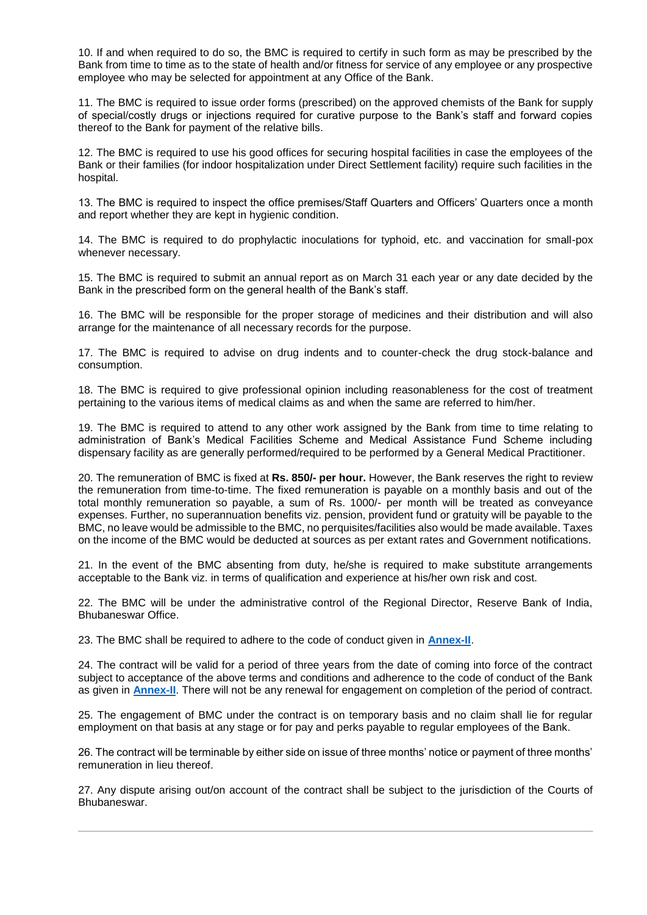10. If and when required to do so, the BMC is required to certify in such form as may be prescribed by the Bank from time to time as to the state of health and/or fitness for service of any employee or any prospective employee who may be selected for appointment at any Office of the Bank.

11. The BMC is required to issue order forms (prescribed) on the approved chemists of the Bank for supply of special/costly drugs or injections required for curative purpose to the Bank's staff and forward copies thereof to the Bank for payment of the relative bills.

12. The BMC is required to use his good offices for securing hospital facilities in case the employees of the Bank or their families (for indoor hospitalization under Direct Settlement facility) require such facilities in the hospital.

13. The BMC is required to inspect the office premises/Staff Quarters and Officers' Quarters once a month and report whether they are kept in hygienic condition.

14. The BMC is required to do prophylactic inoculations for typhoid, etc. and vaccination for small-pox whenever necessary.

15. The BMC is required to submit an annual report as on March 31 each year or any date decided by the Bank in the prescribed form on the general health of the Bank's staff.

16. The BMC will be responsible for the proper storage of medicines and their distribution and will also arrange for the maintenance of all necessary records for the purpose.

17. The BMC is required to advise on drug indents and to counter-check the drug stock-balance and consumption.

18. The BMC is required to give professional opinion including reasonableness for the cost of treatment pertaining to the various items of medical claims as and when the same are referred to him/her.

19. The BMC is required to attend to any other work assigned by the Bank from time to time relating to administration of Bank's Medical Facilities Scheme and Medical Assistance Fund Scheme including dispensary facility as are generally performed/required to be performed by a General Medical Practitioner.

20. The remuneration of BMC is fixed at **Rs. 850/- per hour.** However, the Bank reserves the right to review the remuneration from time-to-time. The fixed remuneration is payable on a monthly basis and out of the total monthly remuneration so payable, a sum of Rs. 1000/- per month will be treated as conveyance expenses. Further, no superannuation benefits viz. pension, provident fund or gratuity will be payable to the BMC, no leave would be admissible to the BMC, no perquisites/facilities also would be made available. Taxes on the income of the BMC would be deducted at sources as per extant rates and Government notifications.

21. In the event of the BMC absenting from duty, he/she is required to make substitute arrangements acceptable to the Bank viz. in terms of qualification and experience at his/her own risk and cost.

22. The BMC will be under the administrative control of the Regional Director, Reserve Bank of India, Bhubaneswar Office.

23. The BMC shall be required to adhere to the code of conduct given in **Annex-II**.

24. The contract will be valid for a period of three years from the date of coming into force of the contract subject to acceptance of the above terms and conditions and adherence to the code of conduct of the Bank as given in **Annex-II**. There will not be any renewal for engagement on completion of the period of contract.

25. The engagement of BMC under the contract is on temporary basis and no claim shall lie for regular employment on that basis at any stage or for pay and perks payable to regular employees of the Bank.

26. The contract will be terminable by either side on issue of three months' notice or payment of three months' remuneration in lieu thereof.

27. Any dispute arising out/on account of the contract shall be subject to the jurisdiction of the Courts of Bhubaneswar.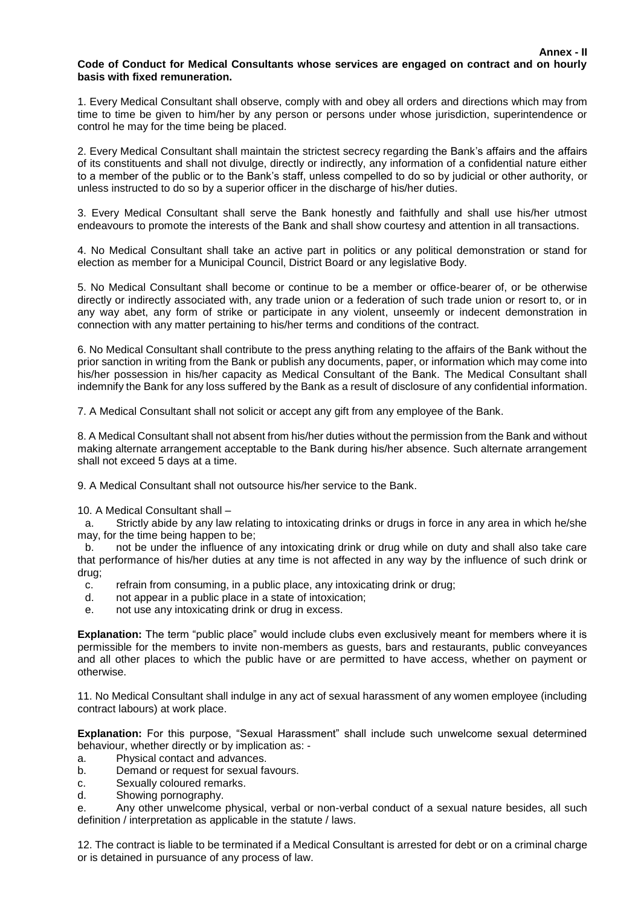**Annex - II**

**Code of Conduct for Medical Consultants whose services are engaged on contract and on hourly basis with fixed remuneration.**

1. Every Medical Consultant shall observe, comply with and obey all orders and directions which may from time to time be given to him/her by any person or persons under whose jurisdiction, superintendence or control he may for the time being be placed.

2. Every Medical Consultant shall maintain the strictest secrecy regarding the Bank's affairs and the affairs of its constituents and shall not divulge, directly or indirectly, any information of a confidential nature either to a member of the public or to the Bank's staff, unless compelled to do so by judicial or other authority, or unless instructed to do so by a superior officer in the discharge of his/her duties.

3. Every Medical Consultant shall serve the Bank honestly and faithfully and shall use his/her utmost endeavours to promote the interests of the Bank and shall show courtesy and attention in all transactions.

4. No Medical Consultant shall take an active part in politics or any political demonstration or stand for election as member for a Municipal Council, District Board or any legislative Body.

5. No Medical Consultant shall become or continue to be a member or office-bearer of, or be otherwise directly or indirectly associated with, any trade union or a federation of such trade union or resort to, or in any way abet, any form of strike or participate in any violent, unseemly or indecent demonstration in connection with any matter pertaining to his/her terms and conditions of the contract.

6. No Medical Consultant shall contribute to the press anything relating to the affairs of the Bank without the prior sanction in writing from the Bank or publish any documents, paper, or information which may come into his/her possession in his/her capacity as Medical Consultant of the Bank. The Medical Consultant shall indemnify the Bank for any loss suffered by the Bank as a result of disclosure of any confidential information.

7. A Medical Consultant shall not solicit or accept any gift from any employee of the Bank.

8. A Medical Consultant shall not absent from his/her duties without the permission from the Bank and without making alternate arrangement acceptable to the Bank during his/her absence. Such alternate arrangement shall not exceed 5 days at a time.

9. A Medical Consultant shall not outsource his/her service to the Bank.

10. A Medical Consultant shall –

a. Strictly abide by any law relating to intoxicating drinks or drugs in force in any area in which he/she may, for the time being happen to be;

b. not be under the influence of any intoxicating drink or drug while on duty and shall also take care that performance of his/her duties at any time is not affected in any way by the influence of such drink or drug;

c. refrain from consuming, in a public place, any intoxicating drink or drug;

d. not appear in a public place in a state of intoxication;

e. not use any intoxicating drink or drug in excess.

**Explanation:** The term "public place" would include clubs even exclusively meant for members where it is permissible for the members to invite non-members as guests, bars and restaurants, public conveyances and all other places to which the public have or are permitted to have access, whether on payment or otherwise.

11. No Medical Consultant shall indulge in any act of sexual harassment of any women employee (including contract labours) at work place.

**Explanation:** For this purpose, "Sexual Harassment" shall include such unwelcome sexual determined behaviour, whether directly or by implication as: -

a. Physical contact and advances.

b. Demand or request for sexual favours.

c. Sexually coloured remarks.

d. Showing pornography.

e. Any other unwelcome physical, verbal or non-verbal conduct of a sexual nature besides, all such definition / interpretation as applicable in the statute / laws.

12. The contract is liable to be terminated if a Medical Consultant is arrested for debt or on a criminal charge or is detained in pursuance of any process of law.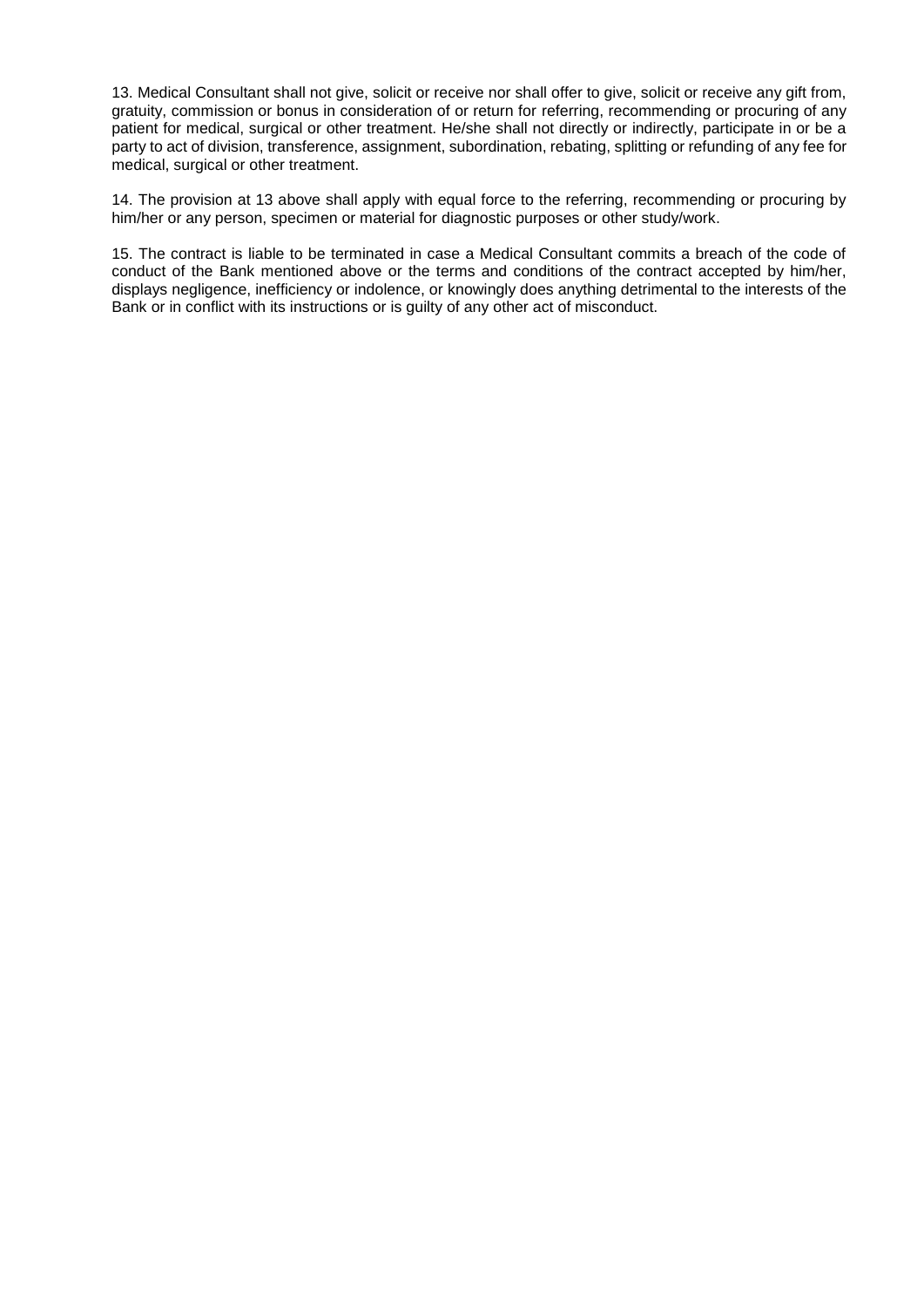13. Medical Consultant shall not give, solicit or receive nor shall offer to give, solicit or receive any gift from, gratuity, commission or bonus in consideration of or return for referring, recommending or procuring of any patient for medical, surgical or other treatment. He/she shall not directly or indirectly, participate in or be a party to act of division, transference, assignment, subordination, rebating, splitting or refunding of any fee for medical, surgical or other treatment.

14. The provision at 13 above shall apply with equal force to the referring, recommending or procuring by him/her or any person, specimen or material for diagnostic purposes or other study/work.

15. The contract is liable to be terminated in case a Medical Consultant commits a breach of the code of conduct of the Bank mentioned above or the terms and conditions of the contract accepted by him/her, displays negligence, inefficiency or indolence, or knowingly does anything detrimental to the interests of the Bank or in conflict with its instructions or is guilty of any other act of misconduct.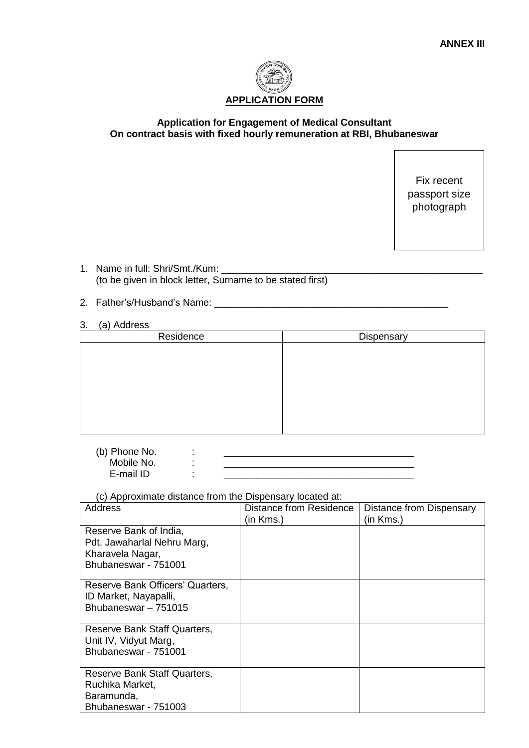**ANNEX III**

**APPLICATION FORM**

**Application for Engagement of Medical Consultant**
**On contract basis with fixed hourly remuneration at RBI, Bhubaneswar**

Fix recent passport size photograph

1. Name in full: Shri/Smt./Kum: ________________________________________________
   (to be given in block letter, Surname to be stated first)

2. Father's/Husband's Name: ____________________________________________

3. (a) Address

| Residence | Dispensary |
| --- | --- |
| | |

(b) Phone No. : ___________________________________
   Mobile No. : ___________________________________
   E-mail ID : ___________________________________

(c) Approximate distance from the Dispensary located at:

| Address | Distance from Residence (in Kms.) | Distance from Dispensary (in Kms.) |
| --- | --- | --- |
| Reserve Bank of India, Pdt. Jawaharlal Nehru Marg, Kharavela Nagar, Bhubaneswar - 751001 | | |
| Reserve Bank Officers' Quarters, ID Market, Nayapalli, Bhubaneswar – 751015 | | |
| Reserve Bank Staff Quarters, Unit IV, Vidyut Marg, Bhubaneswar - 751001 | | |
| Reserve Bank Staff Quarters, Ruchika Market, Baramunda, Bhubaneswar - 751003 | | |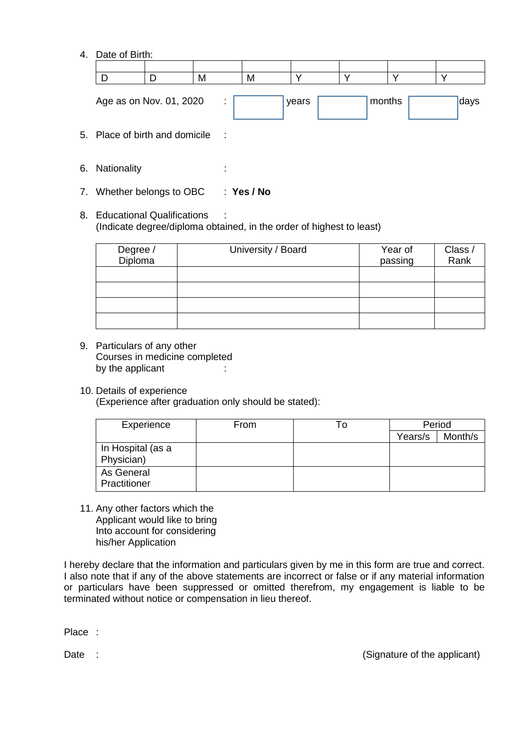4. Date of Birth:

| | | | | | | | |
|---|---|---|---|---|---|---|---|
| D | D | M | M | Y | Y | Y | Y |

Age as on Nov. 01, 2020 : ______ years ______ months ______ days

5. Place of birth and domicile :

6. Nationality :

7. Whether belongs to OBC : **Yes / No**

8. Educational Qualifications :
   (Indicate degree/diploma obtained, in the order of highest to least)

| Degree / Diploma | University / Board | Year of passing | Class / Rank |
|---|---|---|---|
| | | | |
| | | | |
| | | | |
| | | | |

9. Particulars of any other Courses in medicine completed by the applicant :

10. Details of experience
    (Experience after graduation only should be stated):

| Experience | From | To | Period | |
|---|---|---|---|---|
| | | | Years/s | Month/s |
| In Hospital (as a Physician) | | | | |
| As General Practitioner | | | | |

11. Any other factors which the Applicant would like to bring Into account for considering his/her Application

I hereby declare that the information and particulars given by me in this form are true and correct. I also note that if any of the above statements are incorrect or false or if any material information or particulars have been suppressed or omitted therefrom, my engagement is liable to be terminated without notice or compensation in lieu thereof.

Place :

Date : (Signature of the applicant)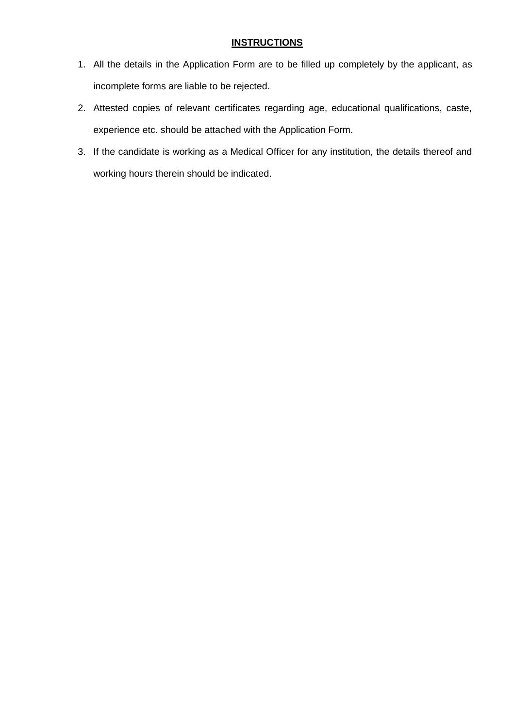**INSTRUCTIONS**

1. All the details in the Application Form are to be filled up completely by the applicant, as incomplete forms are liable to be rejected.
2. Attested copies of relevant certificates regarding age, educational qualifications, caste, experience etc. should be attached with the Application Form.
3. If the candidate is working as a Medical Officer for any institution, the details thereof and working hours therein should be indicated.